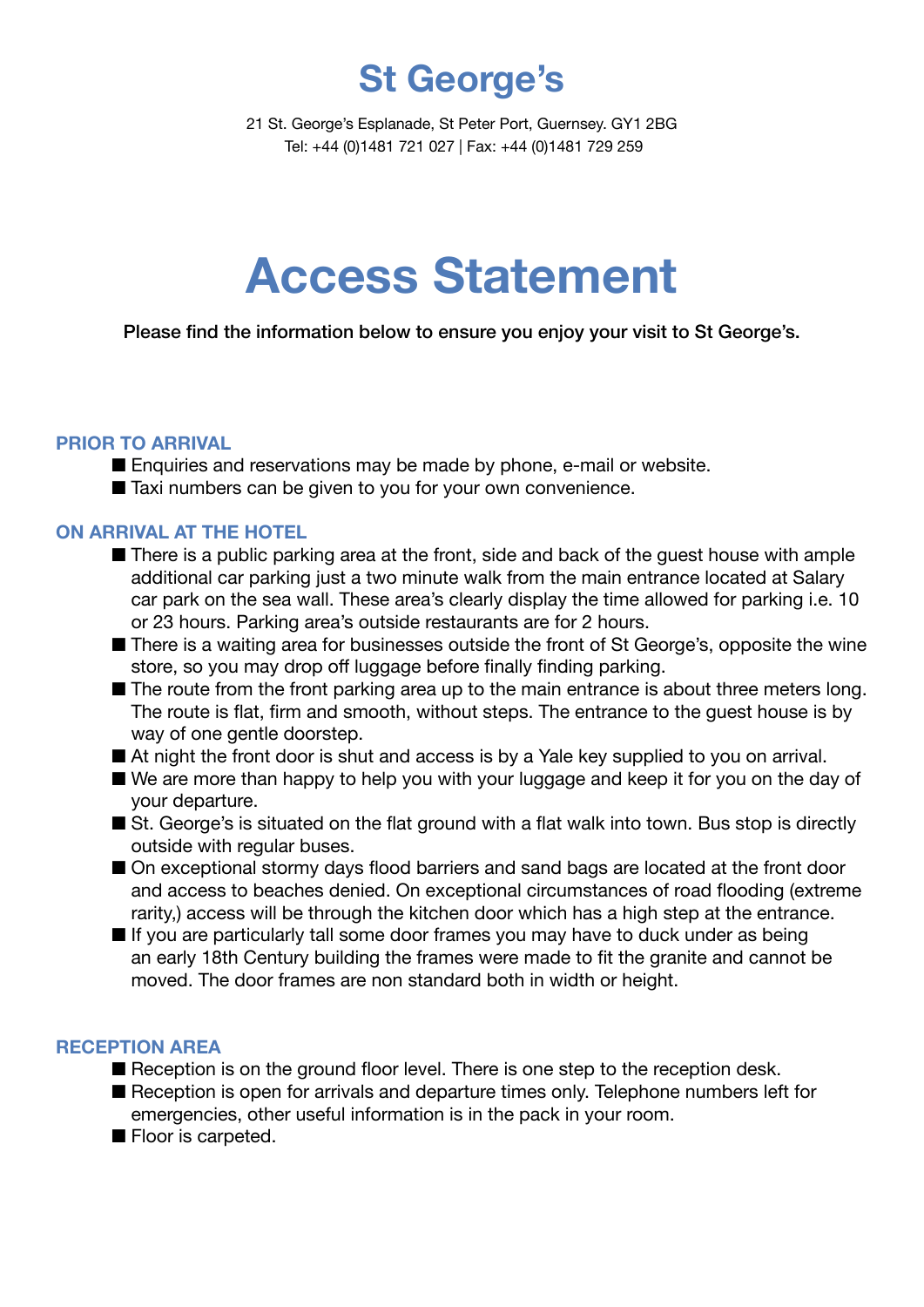# St George's

21 St. George's Esplanade, St Peter Port, Guernsey. GY1 2BG
Tel: +44 (0)1481 721 027 | Fax: +44 (0)1481 729 259

# Access Statement

**Please find the information below to ensure you enjoy your visit to St George's.**

## PRIOR TO ARRIVAL

- Enquiries and reservations may be made by phone, e-mail or website.
- Taxi numbers can be given to you for your own convenience.

## ON ARRIVAL AT THE HOTEL

- There is a public parking area at the front, side and back of the guest house with ample additional car parking just a two minute walk from the main entrance located at Salary car park on the sea wall. These area's clearly display the time allowed for parking i.e. 10 or 23 hours. Parking area's outside restaurants are for 2 hours.
- There is a waiting area for businesses outside the front of St George's, opposite the wine store, so you may drop off luggage before finally finding parking.
- The route from the front parking area up to the main entrance is about three meters long. The route is flat, firm and smooth, without steps. The entrance to the guest house is by way of one gentle doorstep.
- At night the front door is shut and access is by a Yale key supplied to you on arrival.
- We are more than happy to help you with your luggage and keep it for you on the day of your departure.
- St. George's is situated on the flat ground with a flat walk into town. Bus stop is directly outside with regular buses.
- On exceptional stormy days flood barriers and sand bags are located at the front door and access to beaches denied. On exceptional circumstances of road flooding (extreme rarity,) access will be through the kitchen door which has a high step at the entrance.
- If you are particularly tall some door frames you may have to duck under as being an early 18th Century building the frames were made to fit the granite and cannot be moved. The door frames are non standard both in width or height.

## RECEPTION AREA

- Reception is on the ground floor level. There is one step to the reception desk.
- Reception is open for arrivals and departure times only. Telephone numbers left for emergencies, other useful information is in the pack in your room.
- Floor is carpeted.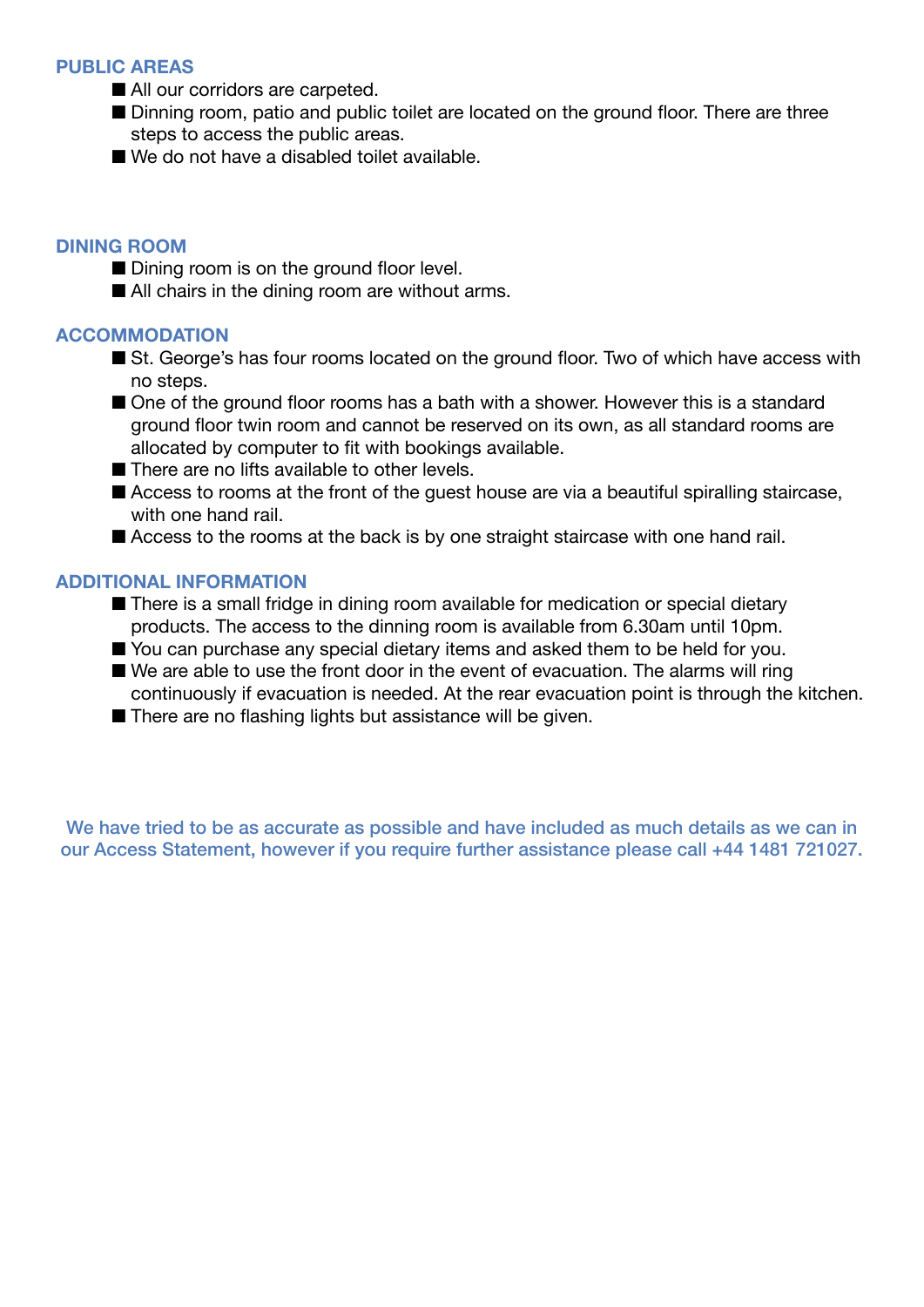## PUBLIC AREAS

- All our corridors are carpeted.
- Dinning room, patio and public toilet are located on the ground floor. There are three steps to access the public areas.
- We do not have a disabled toilet available.

## DINING ROOM

- Dining room is on the ground floor level.
- All chairs in the dining room are without arms.

## ACCOMMODATION

- St. George's has four rooms located on the ground floor. Two of which have access with no steps.
- One of the ground floor rooms has a bath with a shower. However this is a standard ground floor twin room and cannot be reserved on its own, as all standard rooms are allocated by computer to fit with bookings available.
- There are no lifts available to other levels.
- Access to rooms at the front of the guest house are via a beautiful spiralling staircase, with one hand rail.
- Access to the rooms at the back is by one straight staircase with one hand rail.

## ADDITIONAL INFORMATION

- There is a small fridge in dining room available for medication or special dietary products. The access to the dinning room is available from 6.30am until 10pm.
- You can purchase any special dietary items and asked them to be held for you.
- We are able to use the front door in the event of evacuation. The alarms will ring continuously if evacuation is needed. At the rear evacuation point is through the kitchen.
- There are no flashing lights but assistance will be given.

**We have tried to be as accurate as possible and have included as much details as we can in our Access Statement, however if you require further assistance please call +44 1481 721027.**